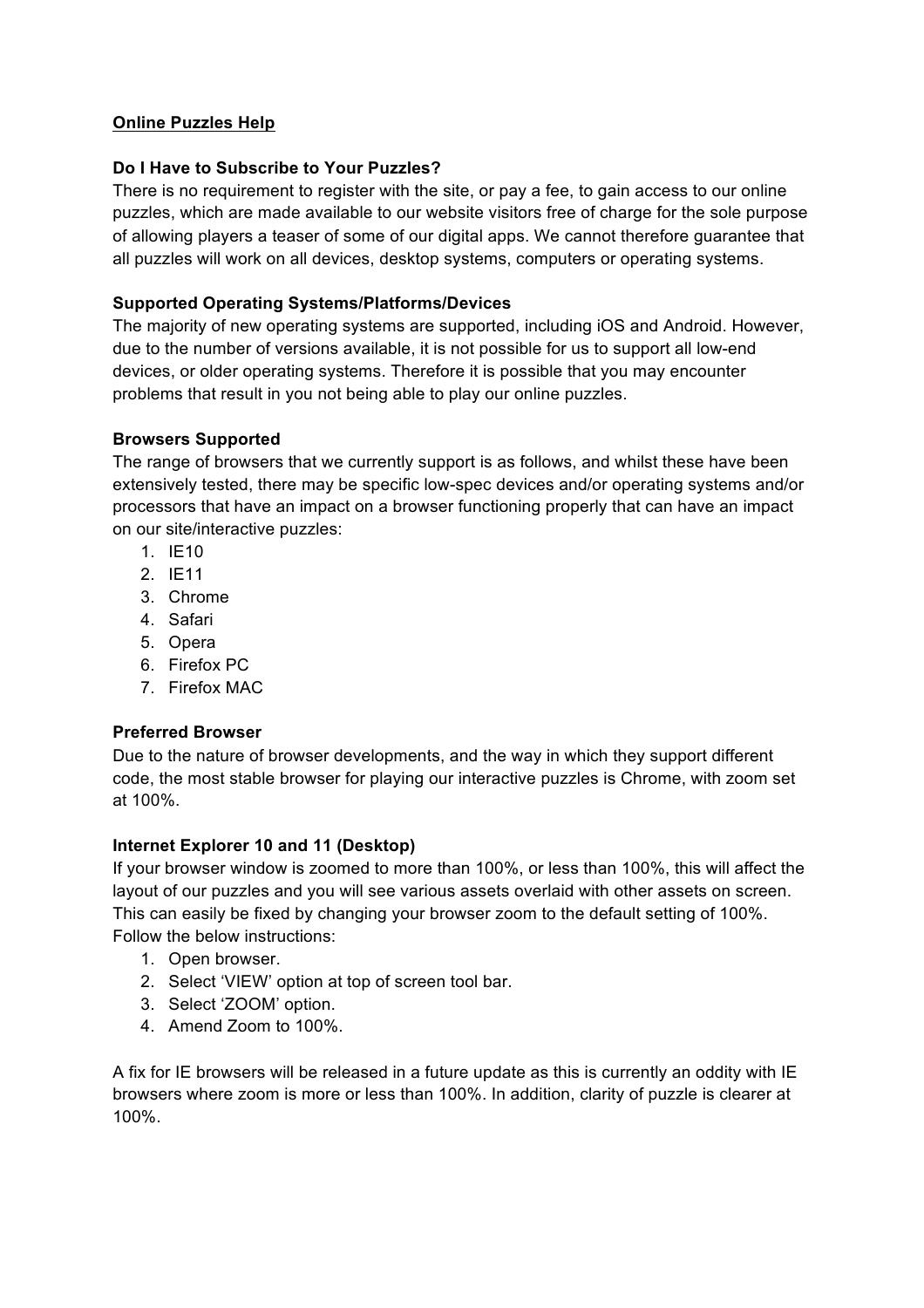<u>**Online Puzzles Help**</u>

**Do I Have to Subscribe to Your Puzzles?**

There is no requirement to register with the site, or pay a fee, to gain access to our online puzzles, which are made available to our website visitors free of charge for the sole purpose of allowing players a teaser of some of our digital apps. We cannot therefore guarantee that all puzzles will work on all devices, desktop systems, computers or operating systems.

**Supported Operating Systems/Platforms/Devices**

The majority of new operating systems are supported, including iOS and Android. However, due to the number of versions available, it is not possible for us to support all low-end devices, or older operating systems. Therefore it is possible that you may encounter problems that result in you not being able to play our online puzzles.

**Browsers Supported**

The range of browsers that we currently support is as follows, and whilst these have been extensively tested, there may be specific low-spec devices and/or operating systems and/or processors that have an impact on a browser functioning properly that can have an impact on our site/interactive puzzles:

1. IE10
2. IE11
3. Chrome
4. Safari
5. Opera
6. Firefox PC
7. Firefox MAC

**Preferred Browser**

Due to the nature of browser developments, and the way in which they support different code, the most stable browser for playing our interactive puzzles is Chrome, with zoom set at 100%.

**Internet Explorer 10 and 11 (Desktop)**

If your browser window is zoomed to more than 100%, or less than 100%, this will affect the layout of our puzzles and you will see various assets overlaid with other assets on screen. This can easily be fixed by changing your browser zoom to the default setting of 100%. Follow the below instructions:

1. Open browser.
2. Select 'VIEW' option at top of screen tool bar.
3. Select 'ZOOM' option.
4. Amend Zoom to 100%.

A fix for IE browsers will be released in a future update as this is currently an oddity with IE browsers where zoom is more or less than 100%. In addition, clarity of puzzle is clearer at 100%.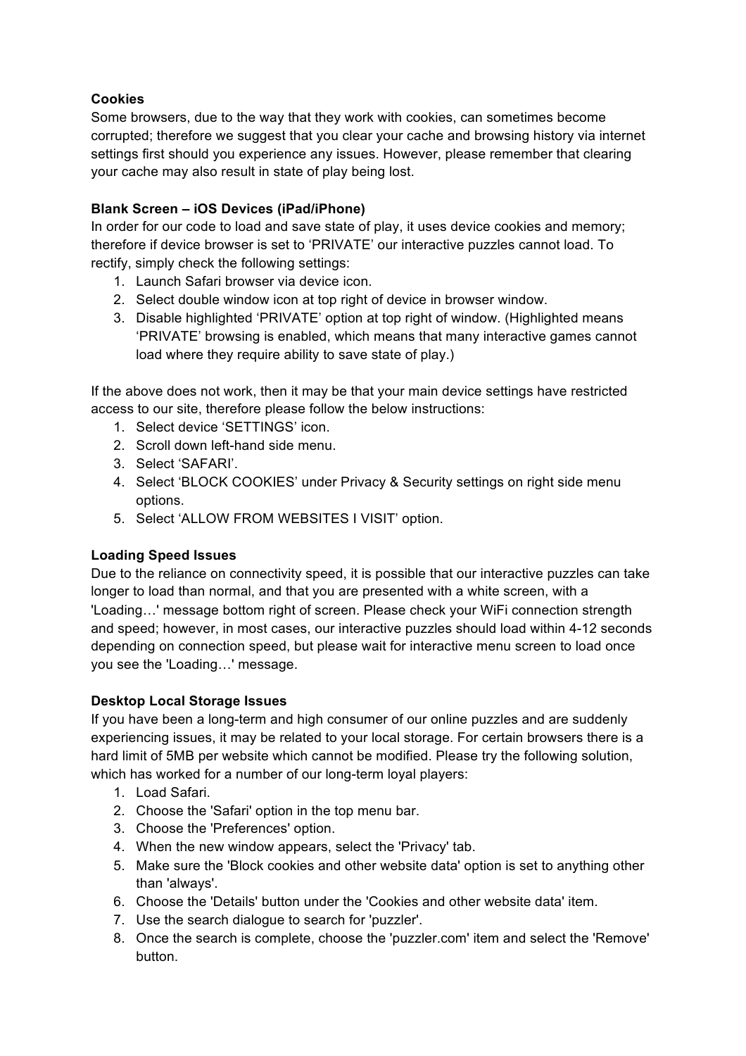**Cookies**

Some browsers, due to the way that they work with cookies, can sometimes become corrupted; therefore we suggest that you clear your cache and browsing history via internet settings first should you experience any issues. However, please remember that clearing your cache may also result in state of play being lost.

**Blank Screen – iOS Devices (iPad/iPhone)**

In order for our code to load and save state of play, it uses device cookies and memory; therefore if device browser is set to 'PRIVATE' our interactive puzzles cannot load. To rectify, simply check the following settings:

1. Launch Safari browser via device icon.
2. Select double window icon at top right of device in browser window.
3. Disable highlighted 'PRIVATE' option at top right of window. (Highlighted means 'PRIVATE' browsing is enabled, which means that many interactive games cannot load where they require ability to save state of play.)

If the above does not work, then it may be that your main device settings have restricted access to our site, therefore please follow the below instructions:

1. Select device 'SETTINGS' icon.
2. Scroll down left-hand side menu.
3. Select 'SAFARI'.
4. Select 'BLOCK COOKIES' under Privacy & Security settings on right side menu options.
5. Select 'ALLOW FROM WEBSITES I VISIT' option.

**Loading Speed Issues**

Due to the reliance on connectivity speed, it is possible that our interactive puzzles can take longer to load than normal, and that you are presented with a white screen, with a 'Loading…' message bottom right of screen. Please check your WiFi connection strength and speed; however, in most cases, our interactive puzzles should load within 4-12 seconds depending on connection speed, but please wait for interactive menu screen to load once you see the 'Loading…' message.

**Desktop Local Storage Issues**

If you have been a long-term and high consumer of our online puzzles and are suddenly experiencing issues, it may be related to your local storage. For certain browsers there is a hard limit of 5MB per website which cannot be modified. Please try the following solution, which has worked for a number of our long-term loyal players:

1. Load Safari.
2. Choose the 'Safari' option in the top menu bar.
3. Choose the 'Preferences' option.
4. When the new window appears, select the 'Privacy' tab.
5. Make sure the 'Block cookies and other website data' option is set to anything other than 'always'.
6. Choose the 'Details' button under the 'Cookies and other website data' item.
7. Use the search dialogue to search for 'puzzler'.
8. Once the search is complete, choose the 'puzzler.com' item and select the 'Remove' button.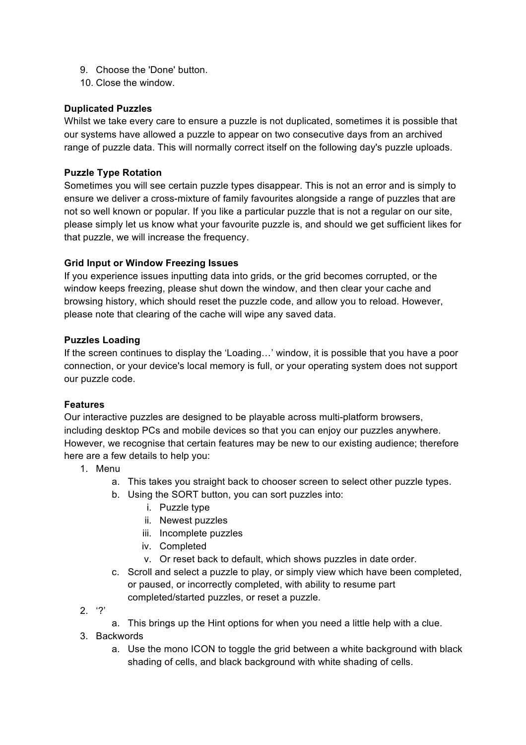9. Choose the 'Done' button.
10. Close the window.

**Duplicated Puzzles**

Whilst we take every care to ensure a puzzle is not duplicated, sometimes it is possible that our systems have allowed a puzzle to appear on two consecutive days from an archived range of puzzle data. This will normally correct itself on the following day's puzzle uploads.

**Puzzle Type Rotation**

Sometimes you will see certain puzzle types disappear. This is not an error and is simply to ensure we deliver a cross-mixture of family favourites alongside a range of puzzles that are not so well known or popular. If you like a particular puzzle that is not a regular on our site, please simply let us know what your favourite puzzle is, and should we get sufficient likes for that puzzle, we will increase the frequency.

**Grid Input or Window Freezing Issues**

If you experience issues inputting data into grids, or the grid becomes corrupted, or the window keeps freezing, please shut down the window, and then clear your cache and browsing history, which should reset the puzzle code, and allow you to reload. However, please note that clearing of the cache will wipe any saved data.

**Puzzles Loading**

If the screen continues to display the 'Loading…' window, it is possible that you have a poor connection, or your device's local memory is full, or your operating system does not support our puzzle code.

**Features**

Our interactive puzzles are designed to be playable across multi-platform browsers, including desktop PCs and mobile devices so that you can enjoy our puzzles anywhere. However, we recognise that certain features may be new to our existing audience; therefore here are a few details to help you:

1. Menu
   a. This takes you straight back to chooser screen to select other puzzle types.
   b. Using the SORT button, you can sort puzzles into:
      i. Puzzle type
      ii. Newest puzzles
      iii. Incomplete puzzles
      iv. Completed
      v. Or reset back to default, which shows puzzles in date order.
   c. Scroll and select a puzzle to play, or simply view which have been completed, or paused, or incorrectly completed, with ability to resume part completed/started puzzles, or reset a puzzle.
2. '?'
   a. This brings up the Hint options for when you need a little help with a clue.
3. Backwords
   a. Use the mono ICON to toggle the grid between a white background with black shading of cells, and black background with white shading of cells.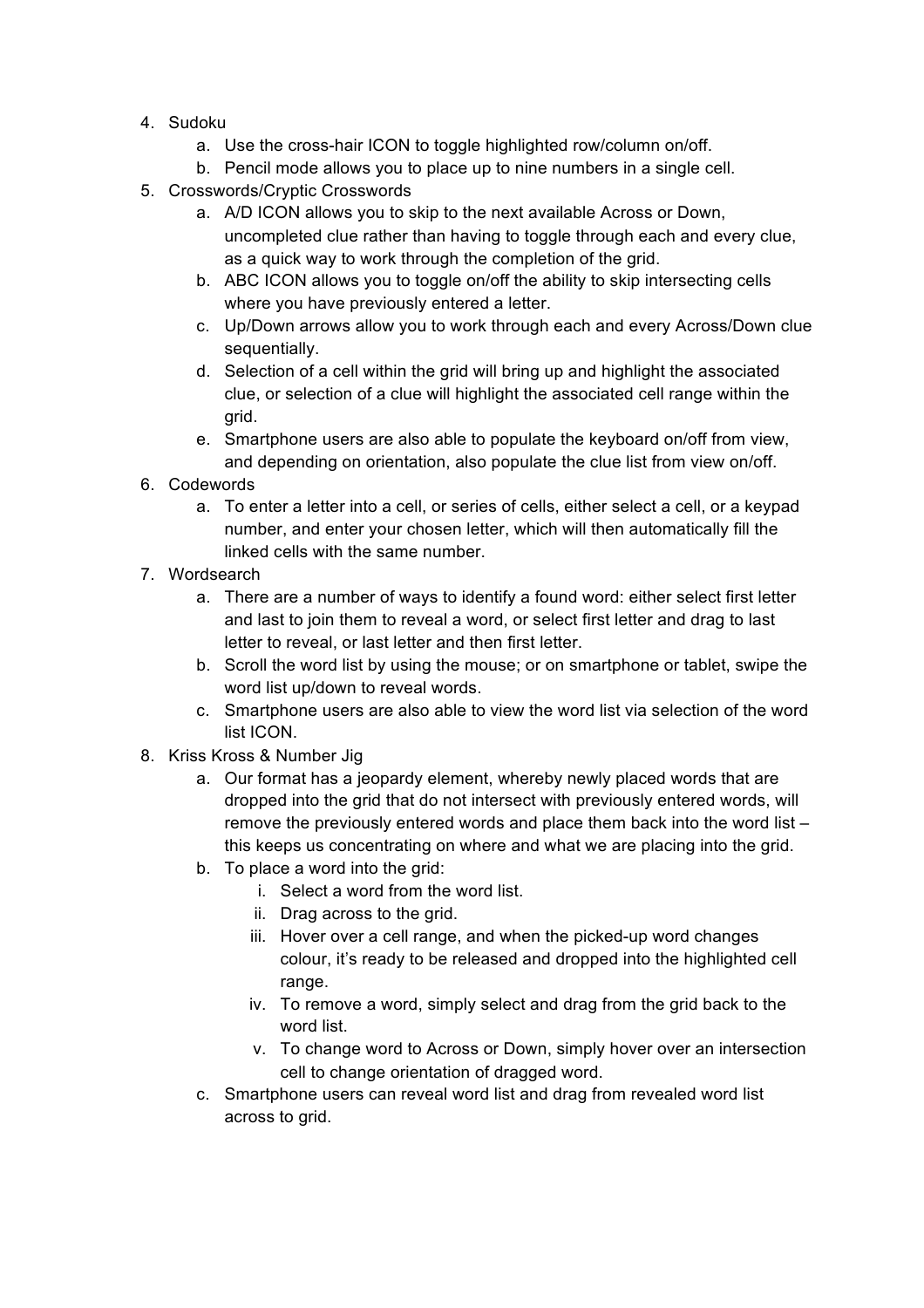4. Sudoku
    a. Use the cross-hair ICON to toggle highlighted row/column on/off.
    b. Pencil mode allows you to place up to nine numbers in a single cell.
5. Crosswords/Cryptic Crosswords
    a. A/D ICON allows you to skip to the next available Across or Down, uncompleted clue rather than having to toggle through each and every clue, as a quick way to work through the completion of the grid.
    b. ABC ICON allows you to toggle on/off the ability to skip intersecting cells where you have previously entered a letter.
    c. Up/Down arrows allow you to work through each and every Across/Down clue sequentially.
    d. Selection of a cell within the grid will bring up and highlight the associated clue, or selection of a clue will highlight the associated cell range within the grid.
    e. Smartphone users are also able to populate the keyboard on/off from view, and depending on orientation, also populate the clue list from view on/off.
6. Codewords
    a. To enter a letter into a cell, or series of cells, either select a cell, or a keypad number, and enter your chosen letter, which will then automatically fill the linked cells with the same number.
7. Wordsearch
    a. There are a number of ways to identify a found word: either select first letter and last to join them to reveal a word, or select first letter and drag to last letter to reveal, or last letter and then first letter.
    b. Scroll the word list by using the mouse; or on smartphone or tablet, swipe the word list up/down to reveal words.
    c. Smartphone users are also able to view the word list via selection of the word list ICON.
8. Kriss Kross & Number Jig
    a. Our format has a jeopardy element, whereby newly placed words that are dropped into the grid that do not intersect with previously entered words, will remove the previously entered words and place them back into the word list – this keeps us concentrating on where and what we are placing into the grid.
    b. To place a word into the grid:
        i. Select a word from the word list.
        ii. Drag across to the grid.
        iii. Hover over a cell range, and when the picked-up word changes colour, it's ready to be released and dropped into the highlighted cell range.
        iv. To remove a word, simply select and drag from the grid back to the word list.
        v. To change word to Across or Down, simply hover over an intersection cell to change orientation of dragged word.
    c. Smartphone users can reveal word list and drag from revealed word list across to grid.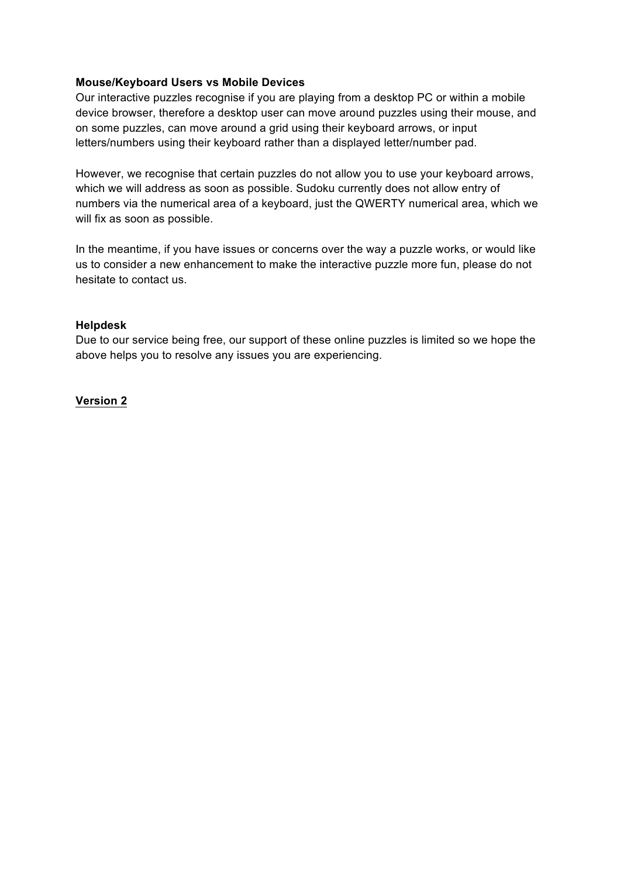**Mouse/Keyboard Users vs Mobile Devices**
Our interactive puzzles recognise if you are playing from a desktop PC or within a mobile device browser, therefore a desktop user can move around puzzles using their mouse, and on some puzzles, can move around a grid using their keyboard arrows, or input letters/numbers using their keyboard rather than a displayed letter/number pad.

However, we recognise that certain puzzles do not allow you to use your keyboard arrows, which we will address as soon as possible. Sudoku currently does not allow entry of numbers via the numerical area of a keyboard, just the QWERTY numerical area, which we will fix as soon as possible.

In the meantime, if you have issues or concerns over the way a puzzle works, or would like us to consider a new enhancement to make the interactive puzzle more fun, please do not hesitate to contact us.

**Helpdesk**
Due to our service being free, our support of these online puzzles is limited so we hope the above helps you to resolve any issues you are experiencing.

**Version 2**